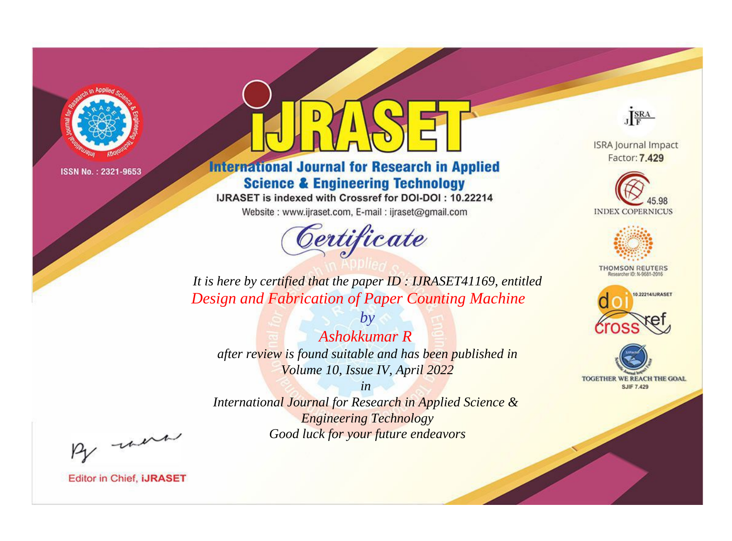ISSN No. : 2321-9653

# IJRASET

## International Journal for Research in Applied Science & Engineering Technology

IJRASET is indexed with Crossref for DOI-DOI : 10.22214

Website : www.ijraset.com, E-mail : ijraset@gmail.com

ISRA Journal Impact Factor: **7.429**

45.98 INDEX COPERNICUS

THOMSON REUTERS Researcher ID: N-9681-2016

10.22214/IJRASET

TOGETHER WE REACH THE GOAL SJIF 7.429

## *Certificate*

*It is here by certified that the paper ID : IJRASET41169, entitled*

*Design and Fabrication of Paper Counting Machine*

*by*

*Ashokkumar R*

*after review is found suitable and has been published in*

*Volume 10, Issue IV, April 2022*

*in*

*International Journal for Research in Applied Science & Engineering Technology*

*Good luck for your future endeavors*

Editor in Chief, **IJRASET**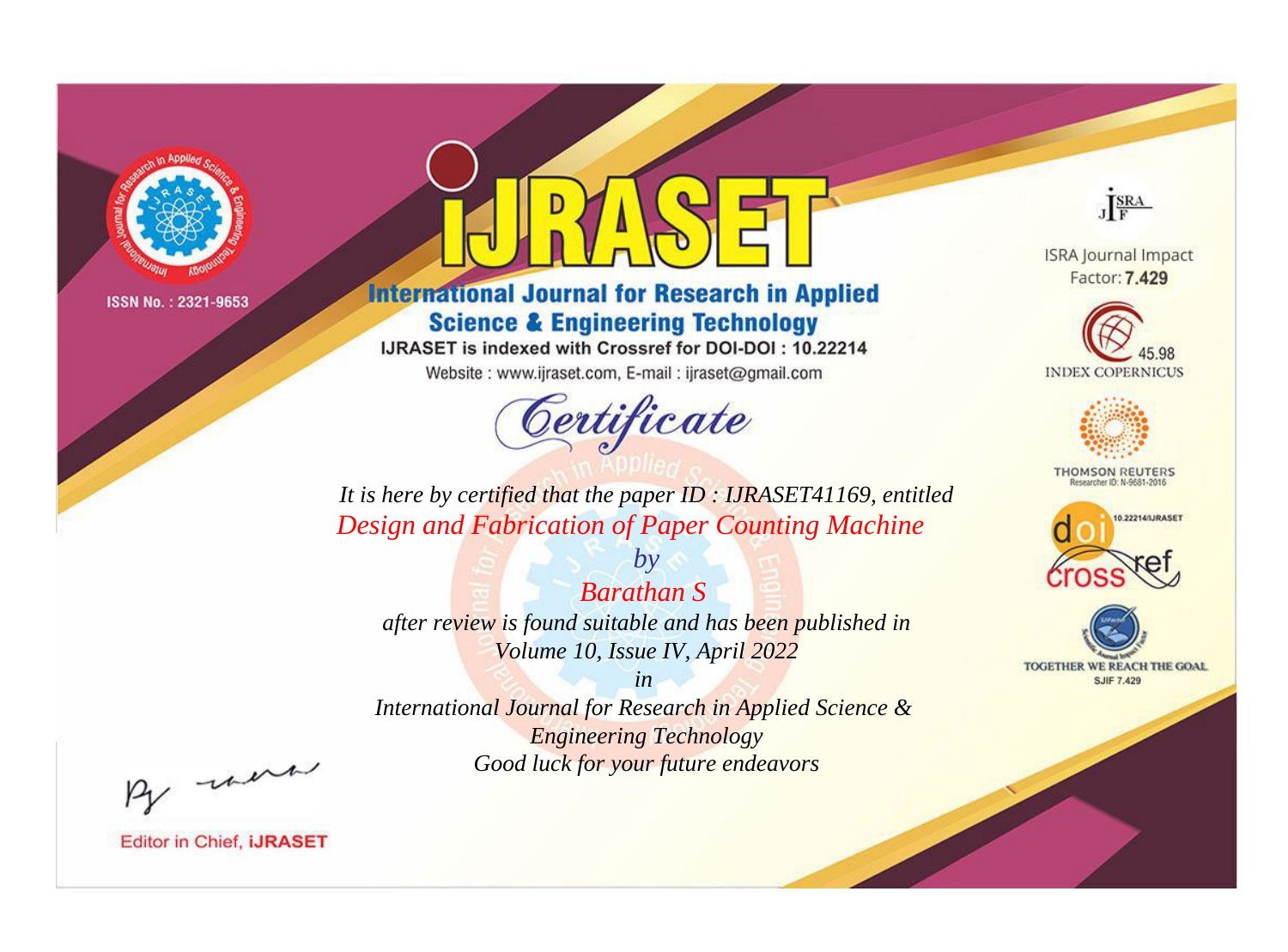ISSN No. : 2321-9653

# IJRASET

## International Journal for Research in Applied Science & Engineering Technology

IJRASET is indexed with Crossref for DOI-DOI : 10.22214

Website : www.ijraset.com, E-mail : ijraset@gmail.com

## Certificate

*It is here by certified that the paper ID : IJRASET41169, entitled*

*Design and Fabrication of Paper Counting Machine*

*by*

*Barathan S*

*after review is found suitable and has been published in*

*Volume 10, Issue IV, April 2022*

*in*

*International Journal for Research in Applied Science & Engineering Technology*

*Good luck for your future endeavors*

ISRA Journal Impact Factor: **7.429**

45.98 INDEX COPERNICUS

THOMSON REUTERS Researcher ID: N-9681-2016

10.22214/IJRASET

TOGETHER WE REACH THE GOAL SJIF 7.429

Editor in Chief, IJRASET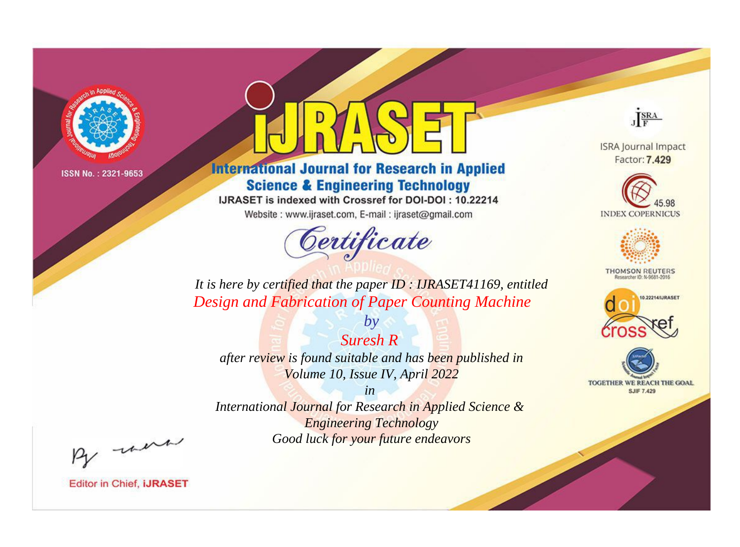ISSN No. : 2321-9653

# iJRASET

## International Journal for Research in Applied Science & Engineering Technology

IJRASET is indexed with Crossref for DOI-DOI : 10.22214

Website : www.ijraset.com, E-mail : ijraset@gmail.com

# Certificate

*It is here by certified that the paper ID : IJRASET41169, entitled*

*Design and Fabrication of Paper Counting Machine*

*by*

*Suresh R*

*after review is found suitable and has been published in*

*Volume 10, Issue IV, April 2022*

*in*

*International Journal for Research in Applied Science & Engineering Technology*

*Good luck for your future endeavors*

ISRA Journal Impact Factor: **7.429**

45.98 INDEX COPERNICUS

THOMSON REUTERS Researcher ID: N-9681-2016

10.22214/IJRASET

TOGETHER WE REACH THE GOAL SJIF 7.429

Editor in Chief, **iJRASET**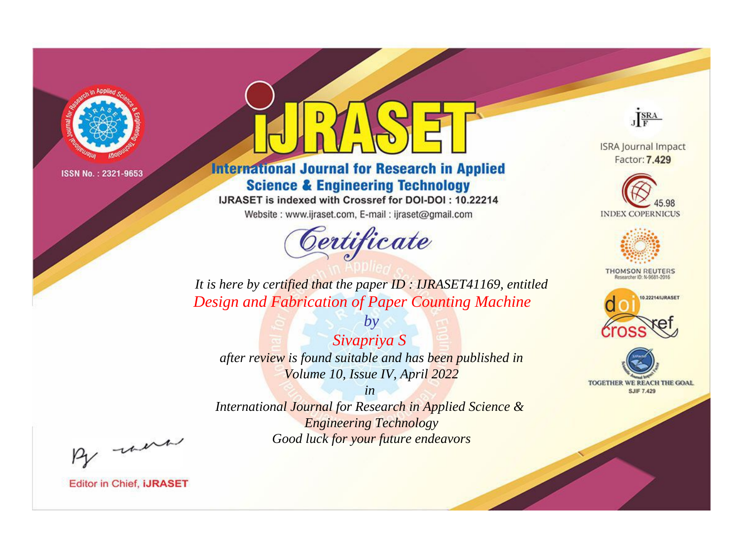ISSN No. : 2321-9653

# iJRASET

## International Journal for Research in Applied Science & Engineering Technology

IJRASET is indexed with Crossref for DOI-DOI : 10.22214

Website : www.ijraset.com, E-mail : ijraset@gmail.com

ISRA Journal Impact Factor: **7.429**

45.98 INDEX COPERNICUS

THOMSON REUTERS Researcher ID: N-9681-2016

10.22214/IJRASET

TOGETHER WE REACH THE GOAL SJIF 7.429

## *Certificate*

*It is here by certified that the paper ID : IJRASET41169, entitled*

*Design and Fabrication of Paper Counting Machine*

*by*

*Sivapriya S*

*after review is found suitable and has been published in*

*Volume 10, Issue IV, April 2022*

*in*

*International Journal for Research in Applied Science & Engineering Technology*

*Good luck for your future endeavors*

Editor in Chief, **iJRASET**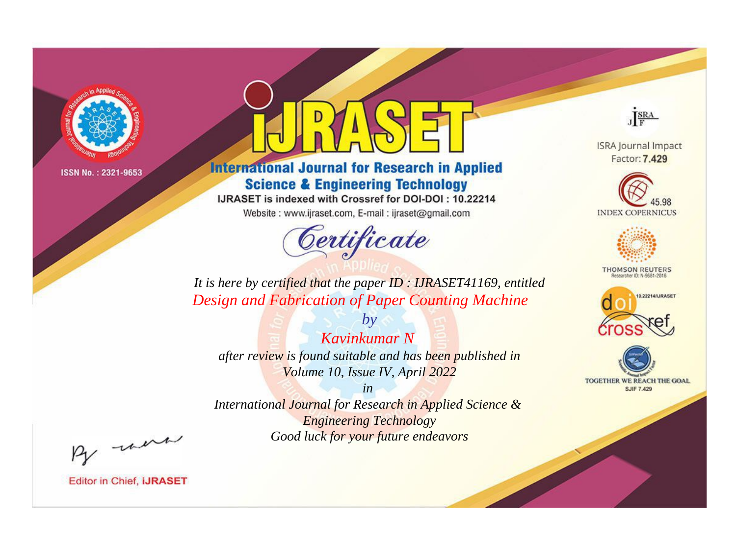ISSN No. : 2321-9653

# iJRASET

## International Journal for Research in Applied Science & Engineering Technology

IJRASET is indexed with Crossref for DOI-DOI : 10.22214

Website : www.ijraset.com, E-mail : ijraset@gmail.com

*Certificate*

*It is here by certified that the paper ID : IJRASET41169, entitled*

*Design and Fabrication of Paper Counting Machine*

*by*

*Kavinkumar N*

*after review is found suitable and has been published in*

*Volume 10, Issue IV, April 2022*

*in*

*International Journal for Research in Applied Science & Engineering Technology*

*Good luck for your future endeavors*

ISRA Journal Impact Factor: **7.429**

45.98 INDEX COPERNICUS

THOMSON REUTERS Researcher ID: N-9681-2016

10.22214/IJRASET

TOGETHER WE REACH THE GOAL SJIF 7.429

Editor in Chief, **iJRASET**